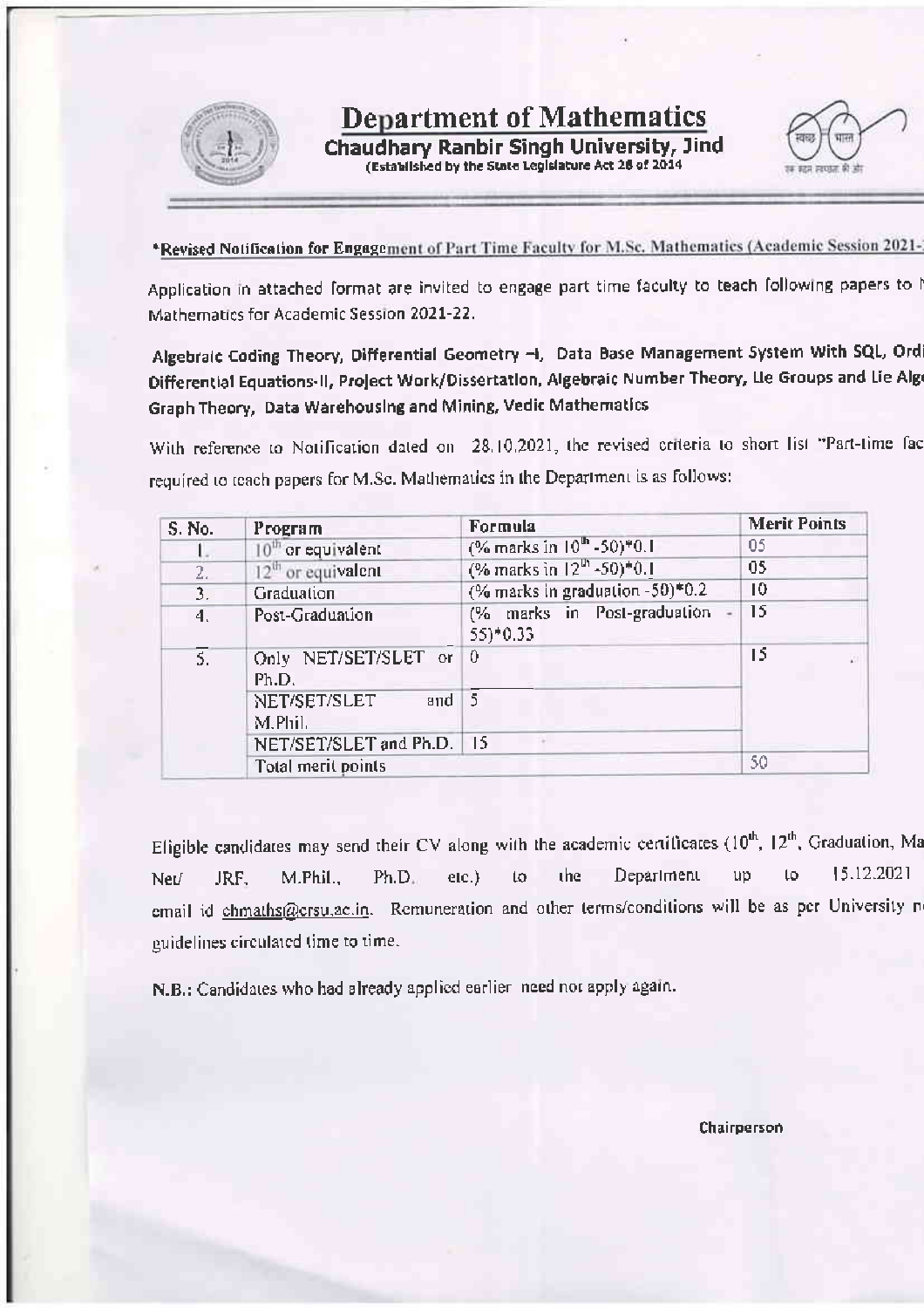# Department of Mathematics

**Chaudhary Ranbir Singh University, Jind**

(Established by the State Legislature Act 28 of 2014

**\*Revised Notification for Engagement of Part Time Faculty for M.Sc. Mathematics (Academic Session 2021-**

Application in attached format are invited to engage part time faculty to teach following papers to M Mathematics for Academic Session 2021-22.

**Algebraic Coding Theory, Differential Geometry –I, Data Base Management System With SQL, Ordi Differential Equations-II, Project Work/Dissertation, Algebraic Number Theory, Lie Groups and Lie Alge Graph Theory, Data Warehousing and Mining, Vedic Mathematics**

With reference to Notification dated on 28.10.2021, the revised criteria to short list "Part-time fac required to teach papers for M.Sc. Mathematics in the Department is as follows:

| S. No. | Program | Formula | Merit Points |
|---|---|---|---|
| 1. | $10^{th}$ or equivalent | (% marks in $10^{th}$ -50)\*0.1 | 05 |
| 2. | $12^{th}$ or equivalent | (% marks in $12^{th}$ -50)\*0.1 | 05 |
| 3. | Graduation | (% marks in graduation -50)\*0.2 | 10 |
| 4. | Post-Graduation | (% marks in Post-graduation - 55)\*0.33 | 15 |
| 5. | Only NET/SET/SLET or Ph.D. | 0 | 15 |
| | NET/SET/SLET and M.Phil. | 5 | |
| | NET/SET/SLET and Ph.D. | 15 | |
| | Total merit points | | 50 |

Eligible candidates may send their CV along with the academic certificates ($10^{th}$, $12^{th}$, Graduation, Ma Net/ JRF, M.Phil., Ph.D. etc.) to the Department up to 15.12.2021 email id chmaths@crsu.ac.in. Remuneration and other terms/conditions will be as per University n guidelines circulated time to time.

N.B.: Candidates who had already applied earlier need not apply again.

**Chairperson**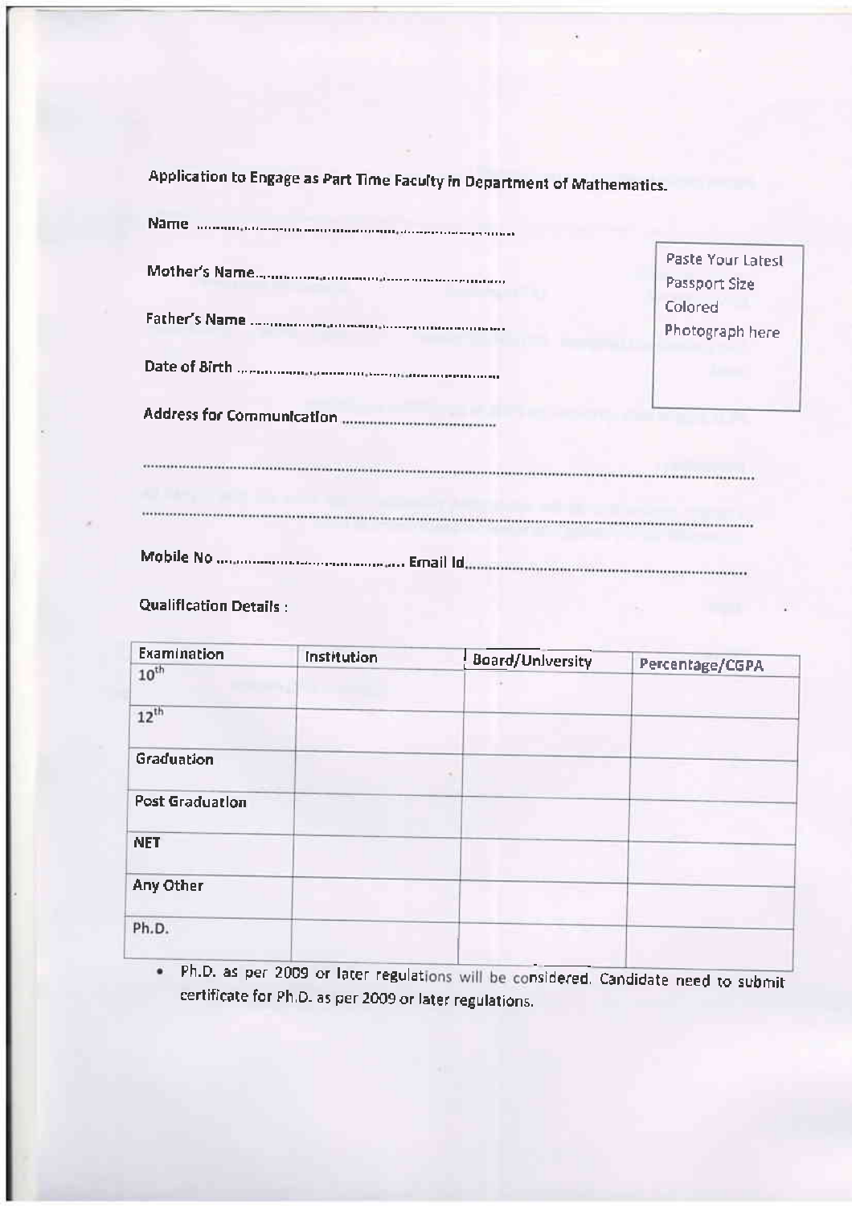Application to Engage as Part Time Faculty in Department of Mathematics.

Name ..........................................................................................

Mother's Name..............................................................................

Father's Name ..............................................................................

Date of Birth ..............................................................................

Paste Your Latest Passport Size Colored Photograph here

Address for Communication ......................................

..............................................................................................................................................

..............................................................................................................................................

Mobile No ........................................... Email Id..........................................................................

Qualification Details :

| Examination | Institution | Board/University | Percentage/CGPA |
|---|---|---|---|
| 10th | | | |
| 12th | | | |
| Graduation | | | |
| Post Graduation | | | |
| NET | | | |
| Any Other | | | |
| Ph.D. | | | |

- Ph.D. as per 2009 or later regulations will be considered. Candidate need to submit certificate for Ph.D. as per 2009 or later regulations.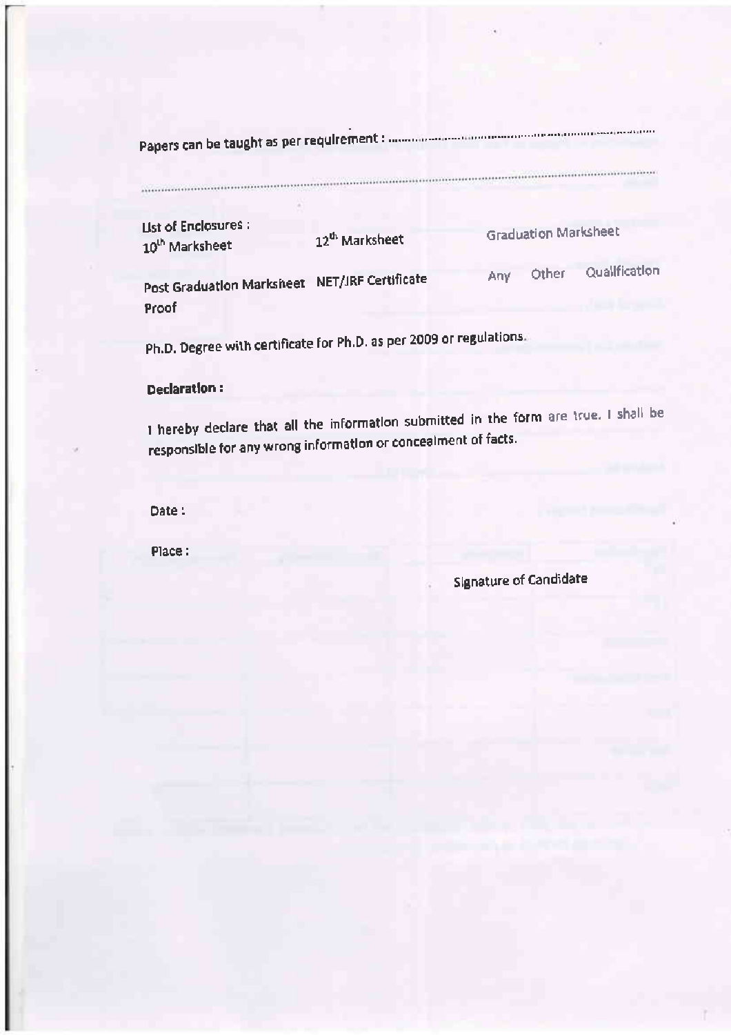Papers can be taught as per requirement : ..................................................................................................

.............................................................................................................................................................

List of Enclosures :

10th Marksheet    12th Marksheet    Graduation Marksheet

Post Graduation Marksheet    NET/JRF Certificate    Any Other Qualification Proof

Ph.D. Degree with certificate for Ph.D. as per 2009 or regulations.

**Declaration :**

I hereby declare that all the information submitted in the form are true. I shall be responsible for any wrong information or concealment of facts.

Date :

Place :

Signature of Candidate